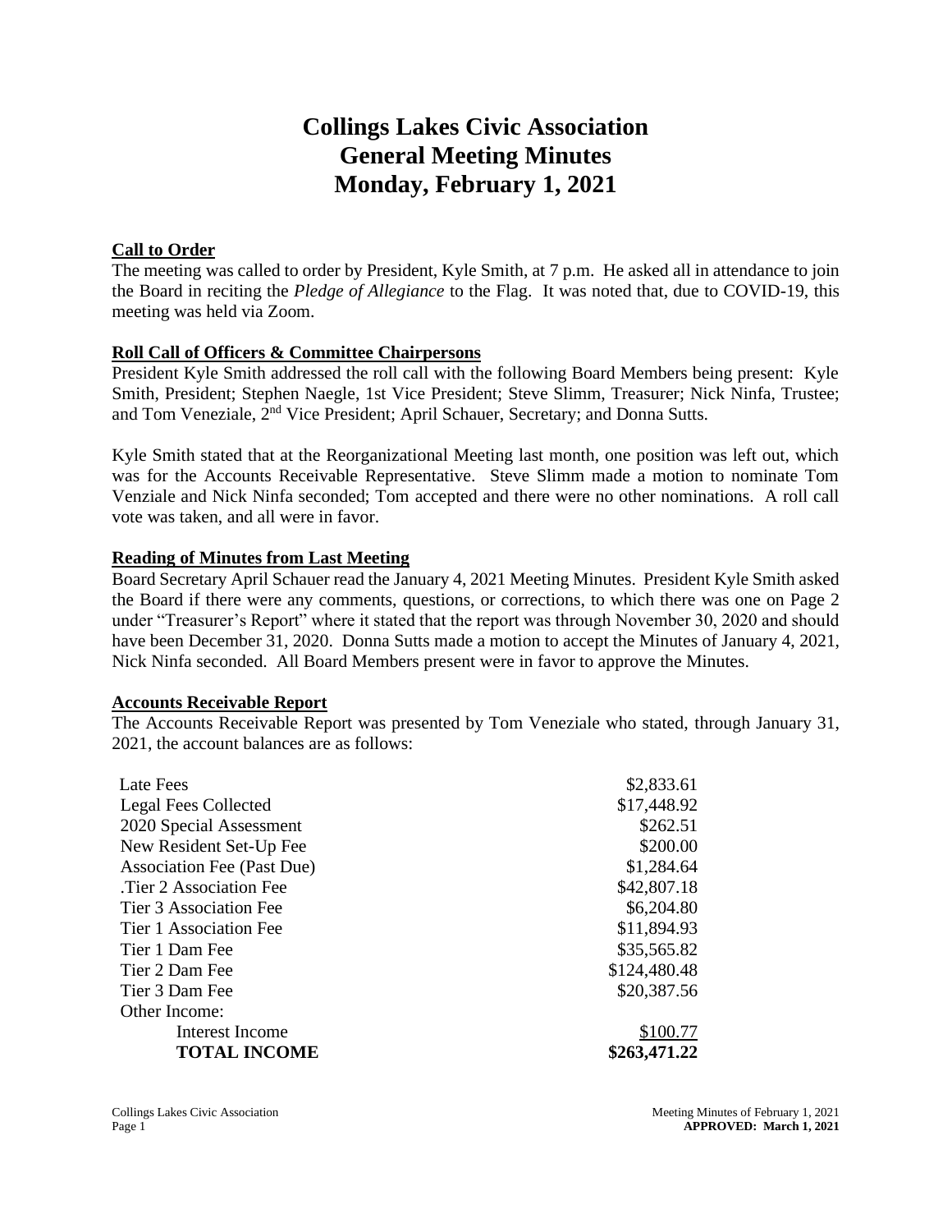# Collings Lakes Civic Association
# General Meeting Minutes
# Monday, February 1, 2021

## Call to Order

The meeting was called to order by President, Kyle Smith, at 7 p.m. He asked all in attendance to join the Board in reciting the *Pledge of Allegiance* to the Flag. It was noted that, due to COVID-19, this meeting was held via Zoom.

## Roll Call of Officers & Committee Chairpersons

President Kyle Smith addressed the roll call with the following Board Members being present: Kyle Smith, President; Stephen Naegle, 1st Vice President; Steve Slimm, Treasurer; Nick Ninfa, Trustee; and Tom Veneziale, 2nd Vice President; April Schauer, Secretary; and Donna Sutts.

Kyle Smith stated that at the Reorganizational Meeting last month, one position was left out, which was for the Accounts Receivable Representative. Steve Slimm made a motion to nominate Tom Venziale and Nick Ninfa seconded; Tom accepted and there were no other nominations. A roll call vote was taken, and all were in favor.

## Reading of Minutes from Last Meeting

Board Secretary April Schauer read the January 4, 2021 Meeting Minutes. President Kyle Smith asked the Board if there were any comments, questions, or corrections, to which there was one on Page 2 under "Treasurer's Report" where it stated that the report was through November 30, 2020 and should have been December 31, 2020. Donna Sutts made a motion to accept the Minutes of January 4, 2021, Nick Ninfa seconded. All Board Members present were in favor to approve the Minutes.

## Accounts Receivable Report

The Accounts Receivable Report was presented by Tom Veneziale who stated, through January 31, 2021, the account balances are as follows:

| | |
|---|---:|
| Late Fees | $2,833.61 |
| Legal Fees Collected | $17,448.92 |
| 2020 Special Assessment | $262.51 |
| New Resident Set-Up Fee | $200.00 |
| Association Fee (Past Due) | $1,284.64 |
| .Tier 2 Association Fee | $42,807.18 |
| Tier 3 Association Fee | $6,204.80 |
| Tier 1 Association Fee | $11,894.93 |
| Tier 1 Dam Fee | $35,565.82 |
| Tier 2 Dam Fee | $124,480.48 |
| Tier 3 Dam Fee | $20,387.56 |
| Other Income: | |
| Interest Income | $100.77 |
| **TOTAL INCOME** | **$263,471.22** |

**APPROVED: March 1, 2021**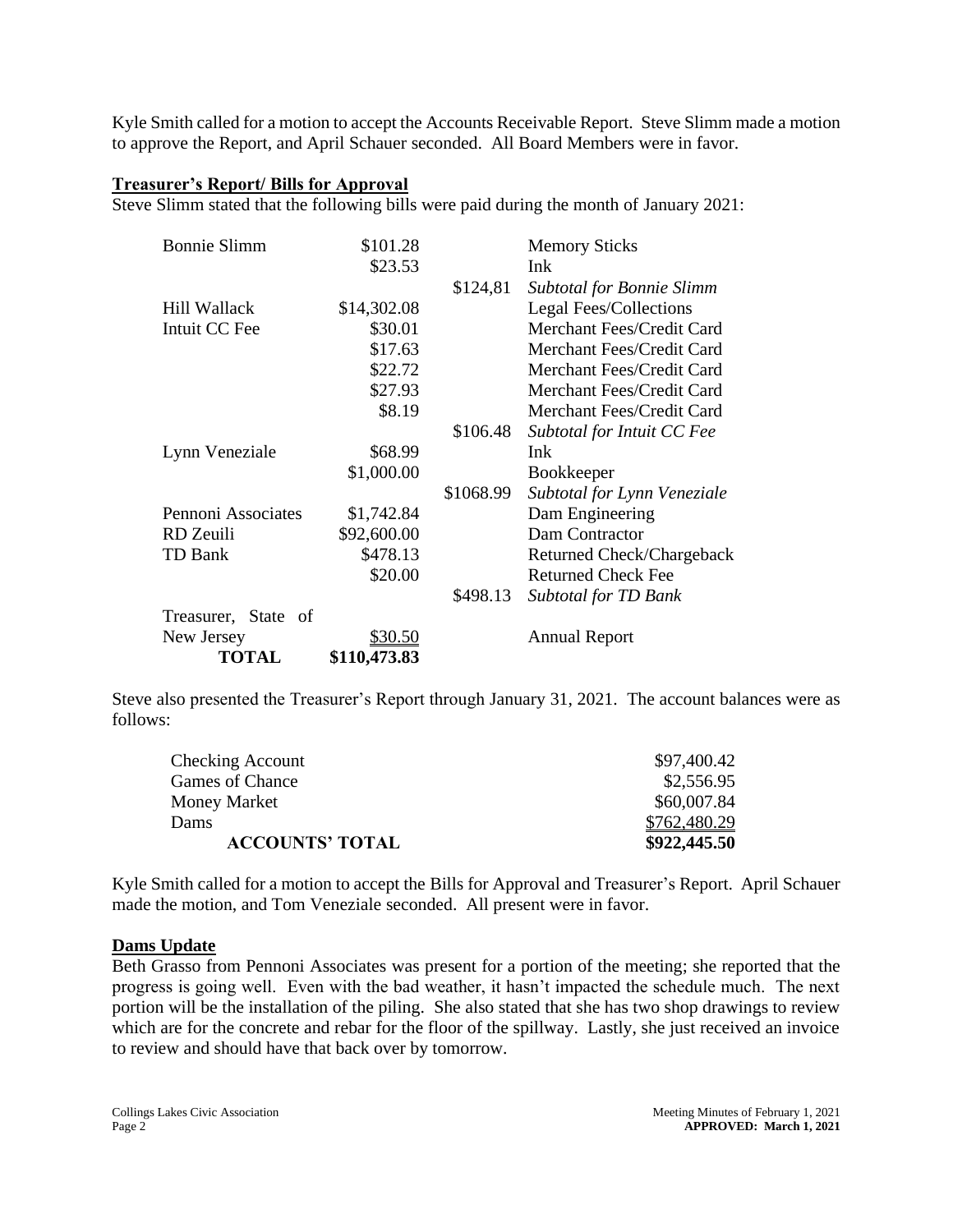Kyle Smith called for a motion to accept the Accounts Receivable Report. Steve Slimm made a motion to approve the Report, and April Schauer seconded. All Board Members were in favor.

## Treasurer's Report/ Bills for Approval

Steve Slimm stated that the following bills were paid during the month of January 2021:

| | | | |
|---|---|---|---|
| Bonnie Slimm | \$101.28 | | Memory Sticks |
| | \$23.53 | | Ink |
| | | \$124,81 | *Subtotal for Bonnie Slimm* |
| Hill Wallack | \$14,302.08 | | Legal Fees/Collections |
| Intuit CC Fee | \$30.01 | | Merchant Fees/Credit Card |
| | \$17.63 | | Merchant Fees/Credit Card |
| | \$22.72 | | Merchant Fees/Credit Card |
| | \$27.93 | | Merchant Fees/Credit Card |
| | \$8.19 | | Merchant Fees/Credit Card |
| | | \$106.48 | *Subtotal for Intuit CC Fee* |
| Lynn Veneziale | \$68.99 | | Ink |
| | \$1,000.00 | | Bookkeeper |
| | | \$1068.99 | *Subtotal for Lynn Veneziale* |
| Pennoni Associates | \$1,742.84 | | Dam Engineering |
| RD Zeuili | \$92,600.00 | | Dam Contractor |
| TD Bank | \$478.13 | | Returned Check/Chargeback |
| | \$20.00 | | Returned Check Fee |
| | | \$498.13 | *Subtotal for TD Bank* |
| Treasurer, State of New Jersey | \$30.50 | | Annual Report |
| **TOTAL** | **\$110,473.83** | | |

Steve also presented the Treasurer's Report through January 31, 2021. The account balances were as follows:

| | |
|---|---|
| Checking Account | \$97,400.42 |
| Games of Chance | \$2,556.95 |
| Money Market | \$60,007.84 |
| Dams | \$762,480.29 |
| **ACCOUNTS' TOTAL** | **\$922,445.50** |

Kyle Smith called for a motion to accept the Bills for Approval and Treasurer's Report. April Schauer made the motion, and Tom Veneziale seconded. All present were in favor.

## Dams Update

Beth Grasso from Pennoni Associates was present for a portion of the meeting; she reported that the progress is going well. Even with the bad weather, it hasn't impacted the schedule much. The next portion will be the installation of the piling. She also stated that she has two shop drawings to review which are for the concrete and rebar for the floor of the spillway. Lastly, she just received an invoice to review and should have that back over by tomorrow.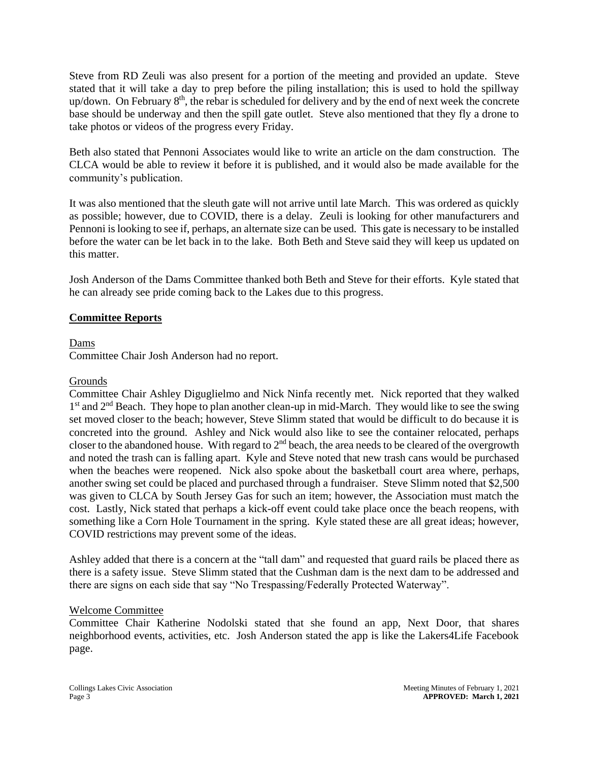Steve from RD Zeuli was also present for a portion of the meeting and provided an update. Steve stated that it will take a day to prep before the piling installation; this is used to hold the spillway up/down. On February 8th, the rebar is scheduled for delivery and by the end of next week the concrete base should be underway and then the spill gate outlet. Steve also mentioned that they fly a drone to take photos or videos of the progress every Friday.

Beth also stated that Pennoni Associates would like to write an article on the dam construction. The CLCA would be able to review it before it is published, and it would also be made available for the community's publication.

It was also mentioned that the sleuth gate will not arrive until late March. This was ordered as quickly as possible; however, due to COVID, there is a delay. Zeuli is looking for other manufacturers and Pennoni is looking to see if, perhaps, an alternate size can be used. This gate is necessary to be installed before the water can be let back in to the lake. Both Beth and Steve said they will keep us updated on this matter.

Josh Anderson of the Dams Committee thanked both Beth and Steve for their efforts. Kyle stated that he can already see pride coming back to the Lakes due to this progress.

## Committee Reports

### Dams

Committee Chair Josh Anderson had no report.

### Grounds

Committee Chair Ashley Diguglielmo and Nick Ninfa recently met. Nick reported that they walked 1st and 2nd Beach. They hope to plan another clean-up in mid-March. They would like to see the swing set moved closer to the beach; however, Steve Slimm stated that would be difficult to do because it is concreted into the ground. Ashley and Nick would also like to see the container relocated, perhaps closer to the abandoned house. With regard to 2nd beach, the area needs to be cleared of the overgrowth and noted the trash can is falling apart. Kyle and Steve noted that new trash cans would be purchased when the beaches were reopened. Nick also spoke about the basketball court area where, perhaps, another swing set could be placed and purchased through a fundraiser. Steve Slimm noted that $2,500 was given to CLCA by South Jersey Gas for such an item; however, the Association must match the cost. Lastly, Nick stated that perhaps a kick-off event could take place once the beach reopens, with something like a Corn Hole Tournament in the spring. Kyle stated these are all great ideas; however, COVID restrictions may prevent some of the ideas.

Ashley added that there is a concern at the "tall dam" and requested that guard rails be placed there as there is a safety issue. Steve Slimm stated that the Cushman dam is the next dam to be addressed and there are signs on each side that say "No Trespassing/Federally Protected Waterway".

### Welcome Committee

Committee Chair Katherine Nodolski stated that she found an app, Next Door, that shares neighborhood events, activities, etc. Josh Anderson stated the app is like the Lakers4Life Facebook page.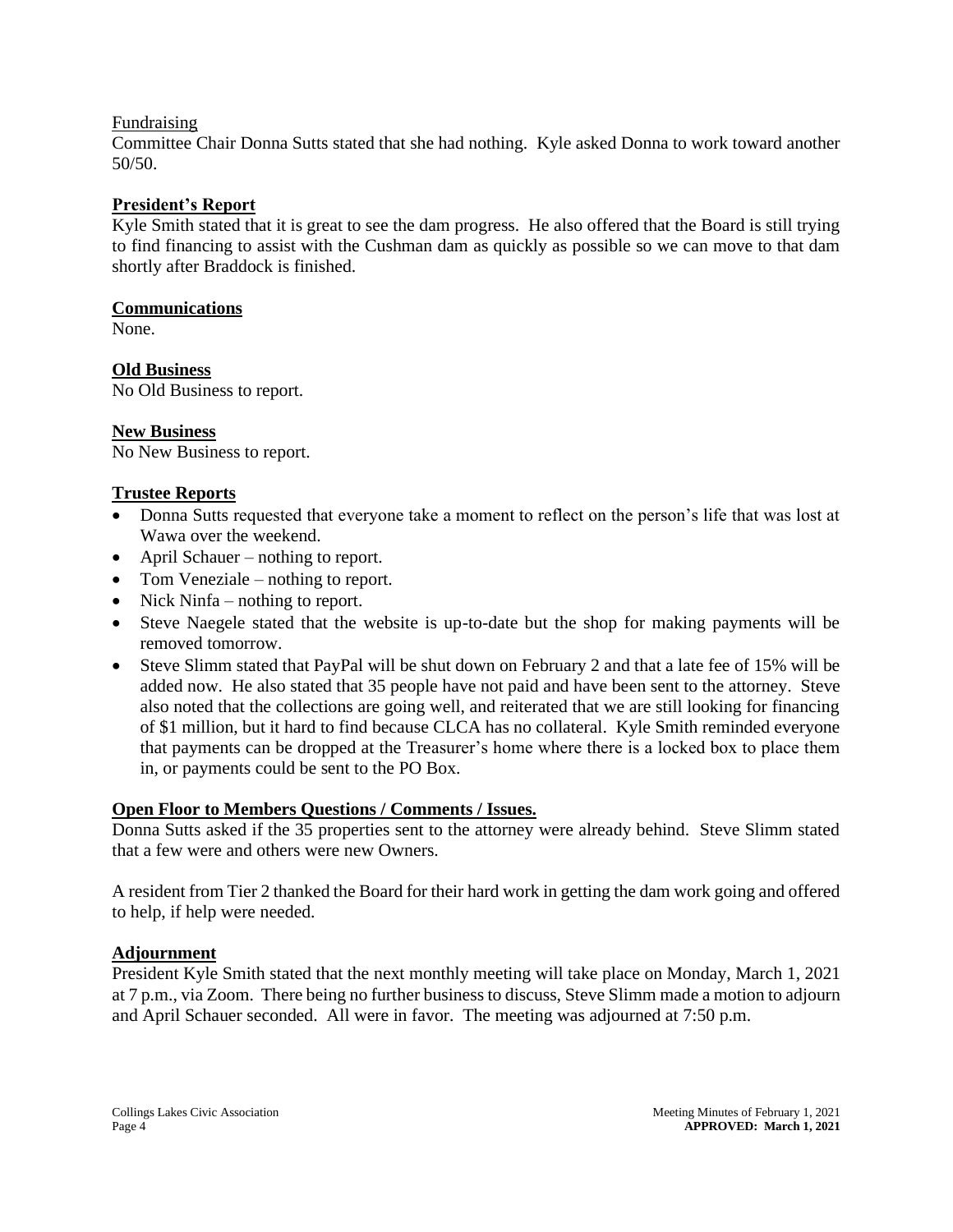Fundraising

Committee Chair Donna Sutts stated that she had nothing. Kyle asked Donna to work toward another 50/50.

**President's Report**

Kyle Smith stated that it is great to see the dam progress. He also offered that the Board is still trying to find financing to assist with the Cushman dam as quickly as possible so we can move to that dam shortly after Braddock is finished.

**Communications**

None.

**Old Business**

No Old Business to report.

**New Business**

No New Business to report.

**Trustee Reports**

- Donna Sutts requested that everyone take a moment to reflect on the person's life that was lost at Wawa over the weekend.
- April Schauer – nothing to report.
- Tom Veneziale – nothing to report.
- Nick Ninfa – nothing to report.
- Steve Naegele stated that the website is up-to-date but the shop for making payments will be removed tomorrow.
- Steve Slimm stated that PayPal will be shut down on February 2 and that a late fee of 15% will be added now. He also stated that 35 people have not paid and have been sent to the attorney. Steve also noted that the collections are going well, and reiterated that we are still looking for financing of $1 million, but it hard to find because CLCA has no collateral. Kyle Smith reminded everyone that payments can be dropped at the Treasurer's home where there is a locked box to place them in, or payments could be sent to the PO Box.

**Open Floor to Members Questions / Comments / Issues.**

Donna Sutts asked if the 35 properties sent to the attorney were already behind. Steve Slimm stated that a few were and others were new Owners.

A resident from Tier 2 thanked the Board for their hard work in getting the dam work going and offered to help, if help were needed.

**Adjournment**

President Kyle Smith stated that the next monthly meeting will take place on Monday, March 1, 2021 at 7 p.m., via Zoom. There being no further business to discuss, Steve Slimm made a motion to adjourn and April Schauer seconded. All were in favor. The meeting was adjourned at 7:50 p.m.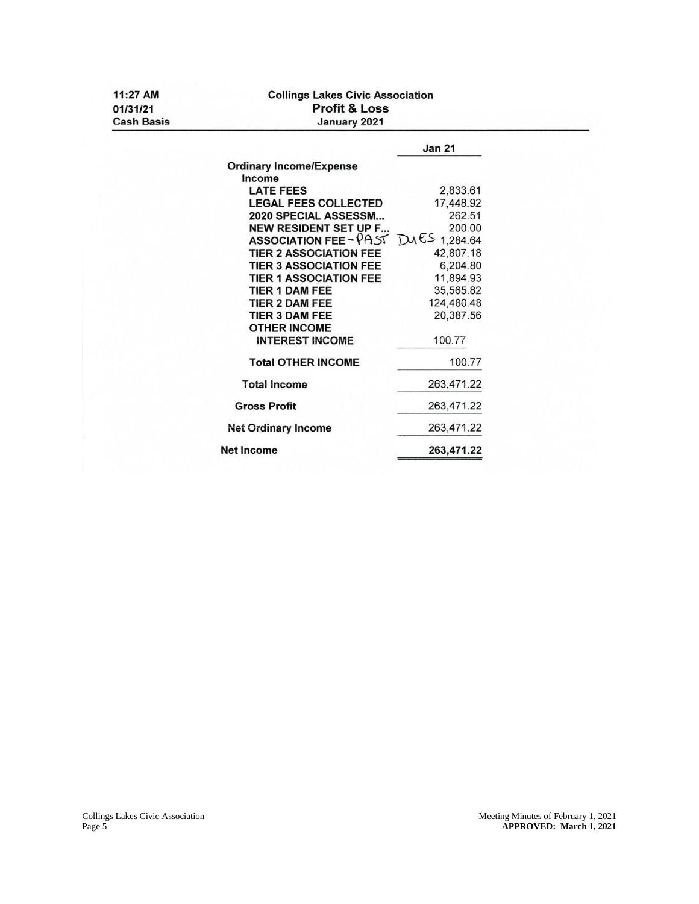11:27 AM
01/31/21
Cash Basis

**Collings Lakes Civic Association**
**Profit & Loss**
**January 2021**

| | Jan 21 |
|---|---|
| **Ordinary Income/Expense** | |
| **Income** | |
| **LATE FEES** | 2,833.61 |
| **LEGAL FEES COLLECTED** | 17,448.92 |
| **2020 SPECIAL ASSESSM...** | 262.51 |
| **NEW RESIDENT SET UP F...** | 200.00 |
| **ASSOCIATION FEE** - PAST DUES | 1,284.64 |
| **TIER 2 ASSOCIATION FEE** | 42,807.18 |
| **TIER 3 ASSOCIATION FEE** | 6,204.80 |
| **TIER 1 ASSOCIATION FEE** | 11,894.93 |
| **TIER 1 DAM FEE** | 35,565.82 |
| **TIER 2 DAM FEE** | 124,480.48 |
| **TIER 3 DAM FEE** | 20,387.56 |
| **OTHER INCOME** | |
| **INTEREST INCOME** | 100.77 |
| **Total OTHER INCOME** | 100.77 |
| **Total Income** | 263,471.22 |
| **Gross Profit** | 263,471.22 |
| **Net Ordinary Income** | 263,471.22 |
| **Net Income** | **263,471.22** |

Meeting Minutes of February 1, 2021
**APPROVED: March 1, 2021**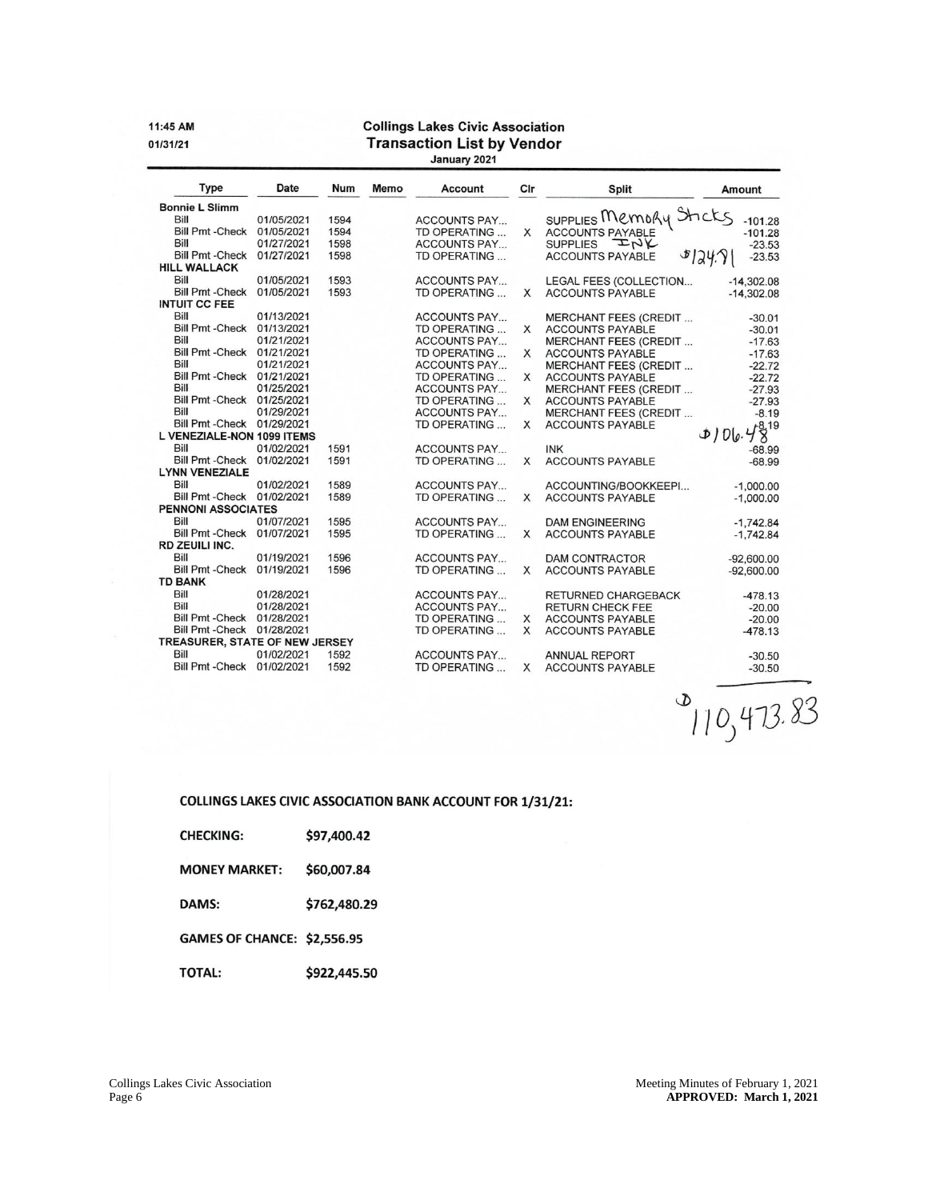11:45 AM
01/31/21

# Collings Lakes Civic Association
## Transaction List by Vendor
January 2021

| Type | Date | Num | Memo | Account | Clr | Split | Amount |
|---|---|---|---|---|---|---|---|
| **Bonnie L Slimm** | | | | | | | |
| Bill | 01/05/2021 | 1594 | | ACCOUNTS PAY... | | SUPPLIES Memory Sticks | -101.28 |
| Bill Pmt -Check | 01/05/2021 | 1594 | | TD OPERATING ... | X | ACCOUNTS PAYABLE | -101.28 |
| Bill | 01/27/2021 | 1598 | | ACCOUNTS PAY... | | SUPPLIES INK | -23.53 |
| Bill Pmt -Check | 01/27/2021 | 1598 | | TD OPERATING ... | | ACCOUNTS PAYABLE $124.81 | -23.53 |
| **HILL WALLACK** | | | | | | | |
| Bill | 01/05/2021 | 1593 | | ACCOUNTS PAY... | | LEGAL FEES (COLLECTION... | -14,302.08 |
| Bill Pmt -Check | 01/05/2021 | 1593 | | TD OPERATING ... | X | ACCOUNTS PAYABLE | -14,302.08 |
| **INTUIT CC FEE** | | | | | | | |
| Bill | 01/13/2021 | | | ACCOUNTS PAY... | | MERCHANT FEES (CREDIT ... | -30.01 |
| Bill Pmt -Check | 01/13/2021 | | | TD OPERATING ... | X | ACCOUNTS PAYABLE | -30.01 |
| Bill | 01/21/2021 | | | ACCOUNTS PAY... | | MERCHANT FEES (CREDIT ... | -17.63 |
| Bill Pmt -Check | 01/21/2021 | | | TD OPERATING ... | X | ACCOUNTS PAYABLE | -17.63 |
| Bill | 01/21/2021 | | | ACCOUNTS PAY... | | MERCHANT FEES (CREDIT ... | -22.72 |
| Bill Pmt -Check | 01/21/2021 | | | TD OPERATING ... | X | ACCOUNTS PAYABLE | -22.72 |
| Bill | 01/25/2021 | | | ACCOUNTS PAY... | | MERCHANT FEES (CREDIT ... | -27.93 |
| Bill Pmt -Check | 01/25/2021 | | | TD OPERATING ... | X | ACCOUNTS PAYABLE | -27.93 |
| Bill | 01/29/2021 | | | ACCOUNTS PAY... | | MERCHANT FEES (CREDIT ... | -8.19 |
| Bill Pmt -Check | 01/29/2021 | | | TD OPERATING ... | X | ACCOUNTS PAYABLE $106.48 | -8.19 |
| **L VENEZIALE-NON 1099 ITEMS** | | | | | | | |
| Bill | 01/02/2021 | 1591 | | ACCOUNTS PAY... | | INK | -68.99 |
| Bill Pmt -Check | 01/02/2021 | 1591 | | TD OPERATING ... | X | ACCOUNTS PAYABLE | -68.99 |
| **LYNN VENEZIALE** | | | | | | | |
| Bill | 01/02/2021 | 1589 | | ACCOUNTS PAY... | | ACCOUNTING/BOOKKEEPI... | -1,000.00 |
| Bill Pmt -Check | 01/02/2021 | 1589 | | TD OPERATING ... | X | ACCOUNTS PAYABLE | -1,000.00 |
| **PENNONI ASSOCIATES** | | | | | | | |
| Bill | 01/07/2021 | 1595 | | ACCOUNTS PAY... | | DAM ENGINEERING | -1,742.84 |
| Bill Pmt -Check | 01/07/2021 | 1595 | | TD OPERATING ... | X | ACCOUNTS PAYABLE | -1,742.84 |
| **RD ZEUILI INC.** | | | | | | | |
| Bill | 01/19/2021 | 1596 | | ACCOUNTS PAY... | | DAM CONTRACTOR | -92,600.00 |
| Bill Pmt -Check | 01/19/2021 | 1596 | | TD OPERATING ... | X | ACCOUNTS PAYABLE | -92,600.00 |
| **TD BANK** | | | | | | | |
| Bill | 01/28/2021 | | | ACCOUNTS PAY... | | RETURNED CHARGEBACK | -478.13 |
| Bill | 01/28/2021 | | | ACCOUNTS PAY... | | RETURN CHECK FEE | -20.00 |
| Bill Pmt -Check | 01/28/2021 | | | TD OPERATING ... | X | ACCOUNTS PAYABLE | -20.00 |
| Bill Pmt -Check | 01/28/2021 | | | TD OPERATING ... | X | ACCOUNTS PAYABLE | -478.13 |
| **TREASURER, STATE OF NEW JERSEY** | | | | | | | |
| Bill | 01/02/2021 | 1592 | | ACCOUNTS PAY... | | ANNUAL REPORT | -30.50 |
| Bill Pmt -Check | 01/02/2021 | 1592 | | TD OPERATING ... | X | ACCOUNTS PAYABLE | -30.50 |

$110,473.83

**COLLINGS LAKES CIVIC ASSOCIATION BANK ACCOUNT FOR 1/31/21:**

| | |
|---|---|
| **CHECKING:** | **$97,400.42** |
| **MONEY MARKET:** | **$60,007.84** |
| **DAMS:** | **$762,480.29** |
| **GAMES OF CHANCE:** | **$2,556.95** |
| **TOTAL:** | **$922,445.50** |

Meeting Minutes of February 1, 2021
**APPROVED: March 1, 2021**